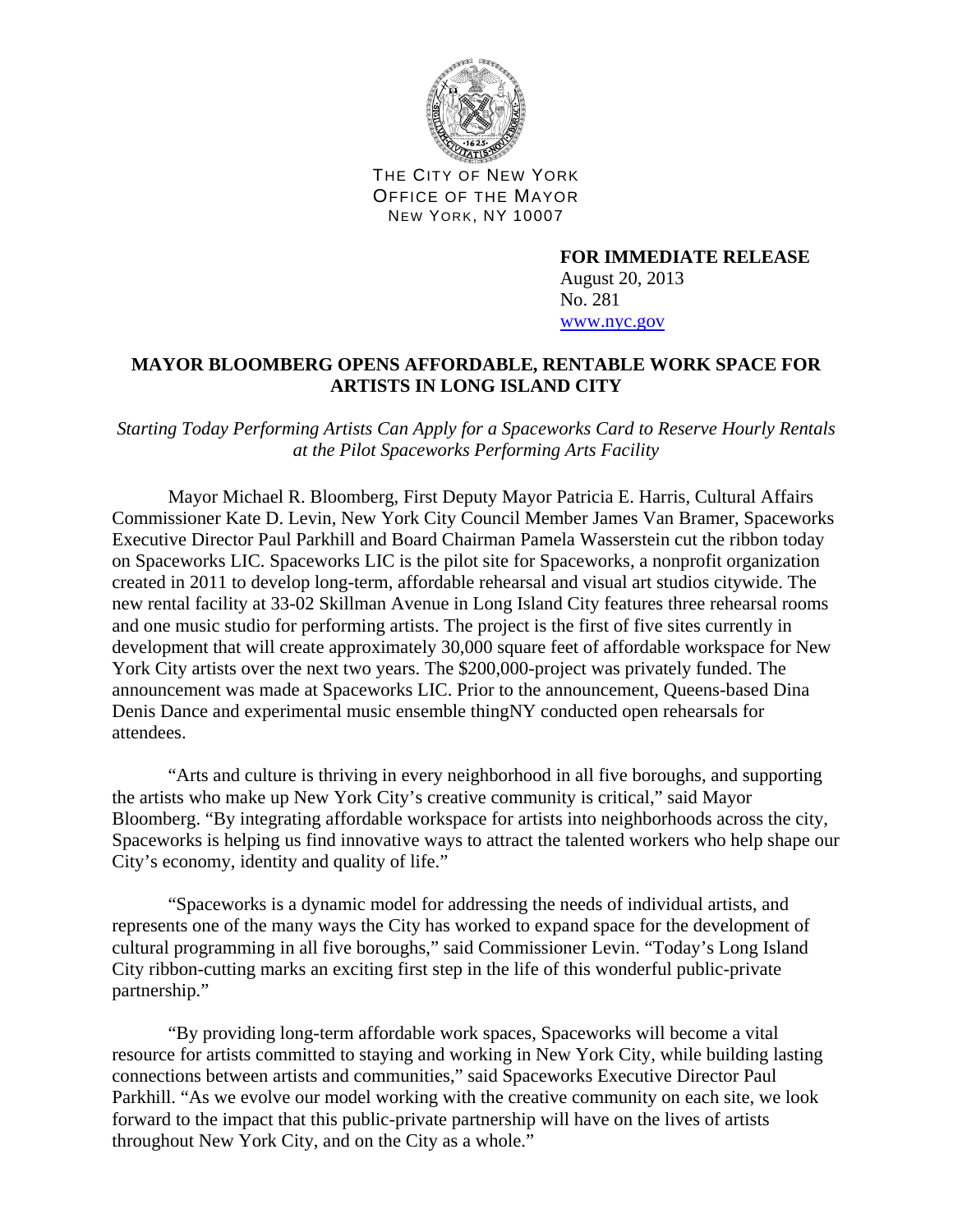THE CITY OF NEW YORK
OFFICE OF THE MAYOR
NEW YORK, NY 10007

**FOR IMMEDIATE RELEASE**
August 20, 2013
No. 281
www.nyc.gov

# MAYOR BLOOMBERG OPENS AFFORDABLE, RENTABLE WORK SPACE FOR ARTISTS IN LONG ISLAND CITY

*Starting Today Performing Artists Can Apply for a Spaceworks Card to Reserve Hourly Rentals at the Pilot Spaceworks Performing Arts Facility*

Mayor Michael R. Bloomberg, First Deputy Mayor Patricia E. Harris, Cultural Affairs Commissioner Kate D. Levin, New York City Council Member James Van Bramer, Spaceworks Executive Director Paul Parkhill and Board Chairman Pamela Wasserstein cut the ribbon today on Spaceworks LIC. Spaceworks LIC is the pilot site for Spaceworks, a nonprofit organization created in 2011 to develop long-term, affordable rehearsal and visual art studios citywide. The new rental facility at 33-02 Skillman Avenue in Long Island City features three rehearsal rooms and one music studio for performing artists. The project is the first of five sites currently in development that will create approximately 30,000 square feet of affordable workspace for New York City artists over the next two years. The $200,000-project was privately funded. The announcement was made at Spaceworks LIC. Prior to the announcement, Queens-based Dina Denis Dance and experimental music ensemble thingNY conducted open rehearsals for attendees.

"Arts and culture is thriving in every neighborhood in all five boroughs, and supporting the artists who make up New York City's creative community is critical," said Mayor Bloomberg. "By integrating affordable workspace for artists into neighborhoods across the city, Spaceworks is helping us find innovative ways to attract the talented workers who help shape our City's economy, identity and quality of life."

"Spaceworks is a dynamic model for addressing the needs of individual artists, and represents one of the many ways the City has worked to expand space for the development of cultural programming in all five boroughs," said Commissioner Levin. "Today's Long Island City ribbon-cutting marks an exciting first step in the life of this wonderful public-private partnership."

"By providing long-term affordable work spaces, Spaceworks will become a vital resource for artists committed to staying and working in New York City, while building lasting connections between artists and communities," said Spaceworks Executive Director Paul Parkhill. "As we evolve our model working with the creative community on each site, we look forward to the impact that this public-private partnership will have on the lives of artists throughout New York City, and on the City as a whole."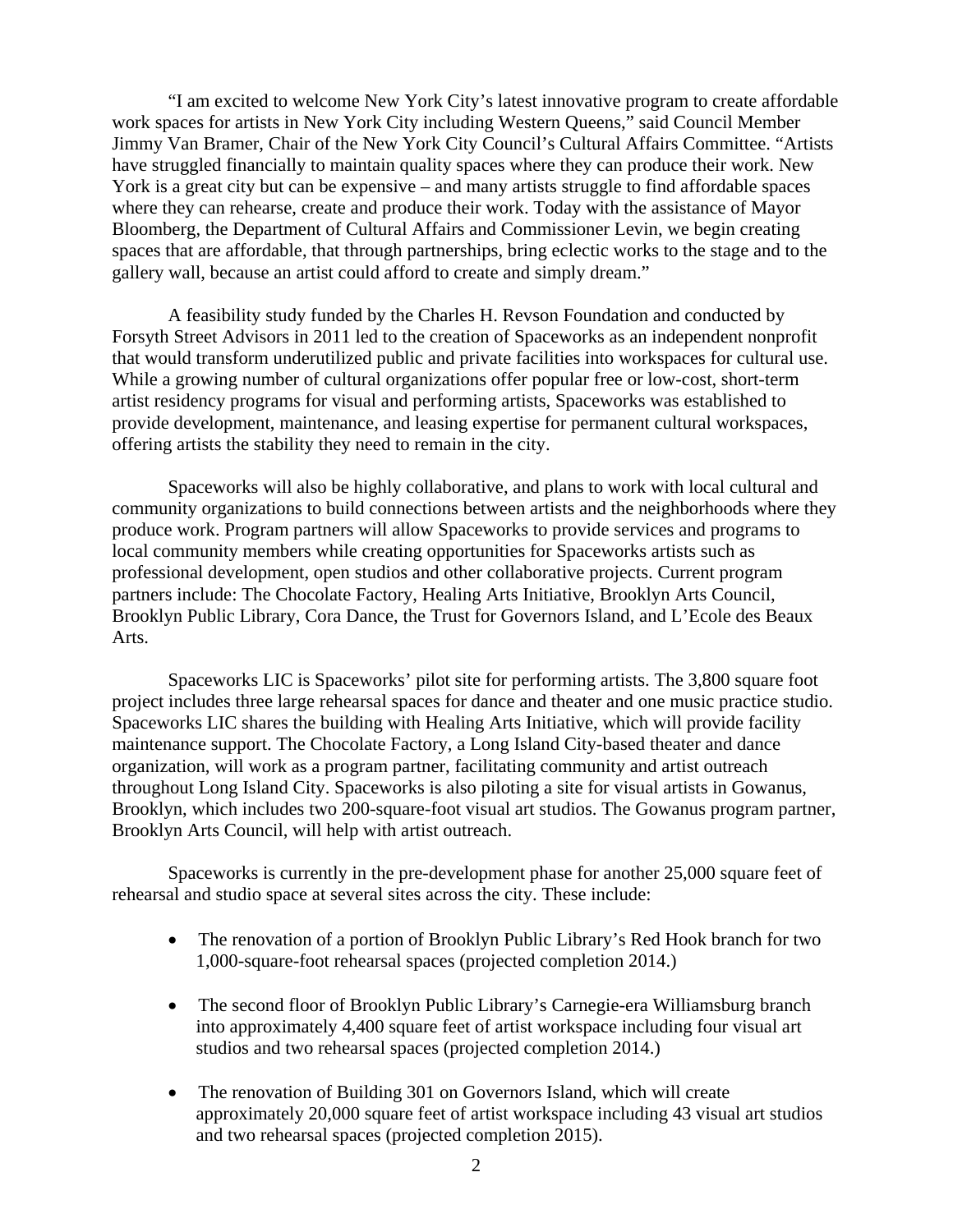"I am excited to welcome New York City's latest innovative program to create affordable work spaces for artists in New York City including Western Queens," said Council Member Jimmy Van Bramer, Chair of the New York City Council's Cultural Affairs Committee. "Artists have struggled financially to maintain quality spaces where they can produce their work. New York is a great city but can be expensive – and many artists struggle to find affordable spaces where they can rehearse, create and produce their work. Today with the assistance of Mayor Bloomberg, the Department of Cultural Affairs and Commissioner Levin, we begin creating spaces that are affordable, that through partnerships, bring eclectic works to the stage and to the gallery wall, because an artist could afford to create and simply dream."

A feasibility study funded by the Charles H. Revson Foundation and conducted by Forsyth Street Advisors in 2011 led to the creation of Spaceworks as an independent nonprofit that would transform underutilized public and private facilities into workspaces for cultural use. While a growing number of cultural organizations offer popular free or low-cost, short-term artist residency programs for visual and performing artists, Spaceworks was established to provide development, maintenance, and leasing expertise for permanent cultural workspaces, offering artists the stability they need to remain in the city.

Spaceworks will also be highly collaborative, and plans to work with local cultural and community organizations to build connections between artists and the neighborhoods where they produce work. Program partners will allow Spaceworks to provide services and programs to local community members while creating opportunities for Spaceworks artists such as professional development, open studios and other collaborative projects. Current program partners include: The Chocolate Factory, Healing Arts Initiative, Brooklyn Arts Council, Brooklyn Public Library, Cora Dance, the Trust for Governors Island, and L'Ecole des Beaux Arts.

Spaceworks LIC is Spaceworks' pilot site for performing artists. The 3,800 square foot project includes three large rehearsal spaces for dance and theater and one music practice studio. Spaceworks LIC shares the building with Healing Arts Initiative, which will provide facility maintenance support. The Chocolate Factory, a Long Island City-based theater and dance organization, will work as a program partner, facilitating community and artist outreach throughout Long Island City. Spaceworks is also piloting a site for visual artists in Gowanus, Brooklyn, which includes two 200-square-foot visual art studios. The Gowanus program partner, Brooklyn Arts Council, will help with artist outreach.

Spaceworks is currently in the pre-development phase for another 25,000 square feet of rehearsal and studio space at several sites across the city. These include:

- The renovation of a portion of Brooklyn Public Library's Red Hook branch for two 1,000-square-foot rehearsal spaces (projected completion 2014.)
- The second floor of Brooklyn Public Library's Carnegie-era Williamsburg branch into approximately 4,400 square feet of artist workspace including four visual art studios and two rehearsal spaces (projected completion 2014.)
- The renovation of Building 301 on Governors Island, which will create approximately 20,000 square feet of artist workspace including 43 visual art studios and two rehearsal spaces (projected completion 2015).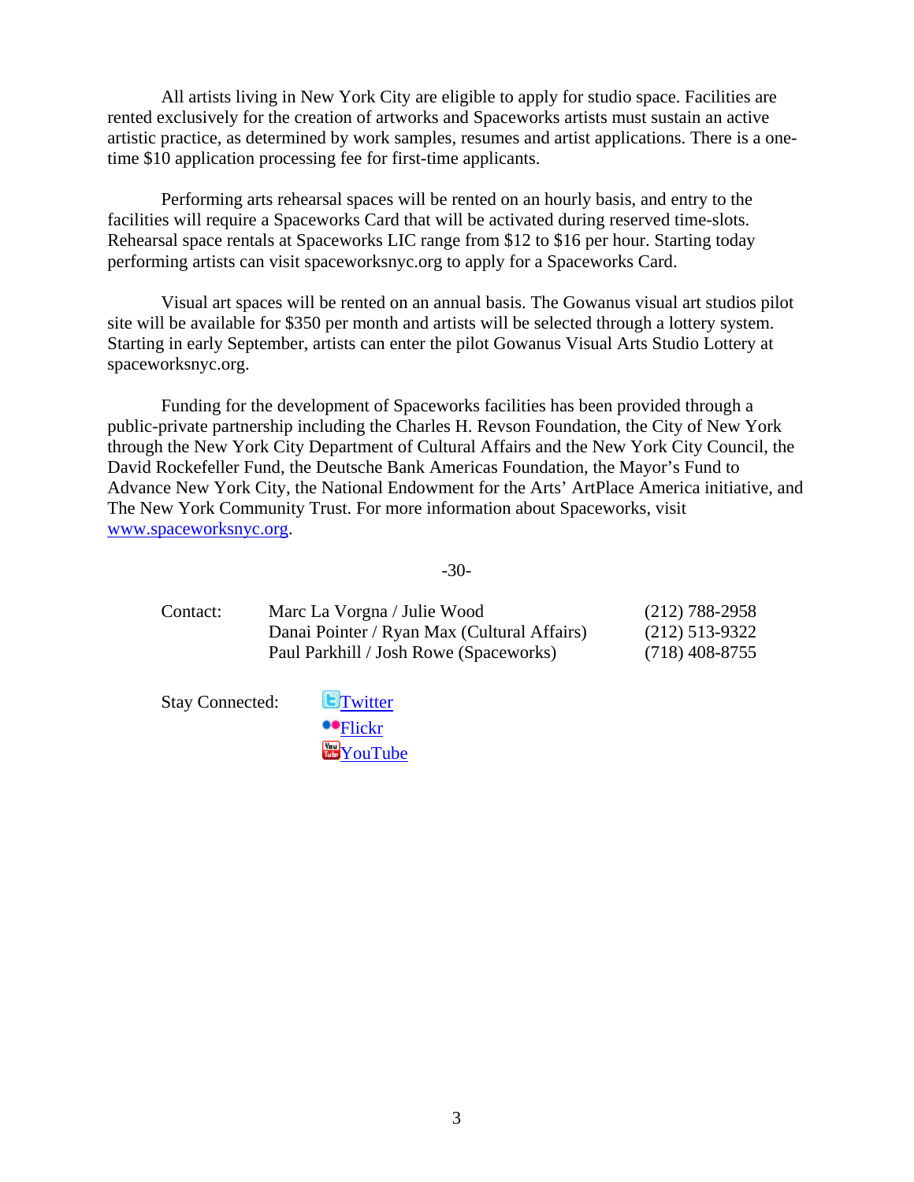All artists living in New York City are eligible to apply for studio space. Facilities are rented exclusively for the creation of artworks and Spaceworks artists must sustain an active artistic practice, as determined by work samples, resumes and artist applications. There is a one-time $10 application processing fee for first-time applicants.

Performing arts rehearsal spaces will be rented on an hourly basis, and entry to the facilities will require a Spaceworks Card that will be activated during reserved time-slots. Rehearsal space rentals at Spaceworks LIC range from $12 to $16 per hour. Starting today performing artists can visit spaceworksnyc.org to apply for a Spaceworks Card.

Visual art spaces will be rented on an annual basis. The Gowanus visual art studios pilot site will be available for $350 per month and artists will be selected through a lottery system. Starting in early September, artists can enter the pilot Gowanus Visual Arts Studio Lottery at spaceworksnyc.org.

Funding for the development of Spaceworks facilities has been provided through a public-private partnership including the Charles H. Revson Foundation, the City of New York through the New York City Department of Cultural Affairs and the New York City Council, the David Rockefeller Fund, the Deutsche Bank Americas Foundation, the Mayor's Fund to Advance New York City, the National Endowment for the Arts' ArtPlace America initiative, and The New York Community Trust. For more information about Spaceworks, visit [www.spaceworksnyc.org](http://www.spaceworksnyc.org).

-30-

| | | |
|---|---|---|
| Contact: | Marc La Vorgna / Julie Wood | (212) 788-2958 |
| | Danai Pointer / Ryan Max (Cultural Affairs) | (212) 513-9322 |
| | Paul Parkhill / Josh Rowe (Spaceworks) | (718) 408-8755 |

Stay Connected:
- Twitter
- Flickr
- YouTube